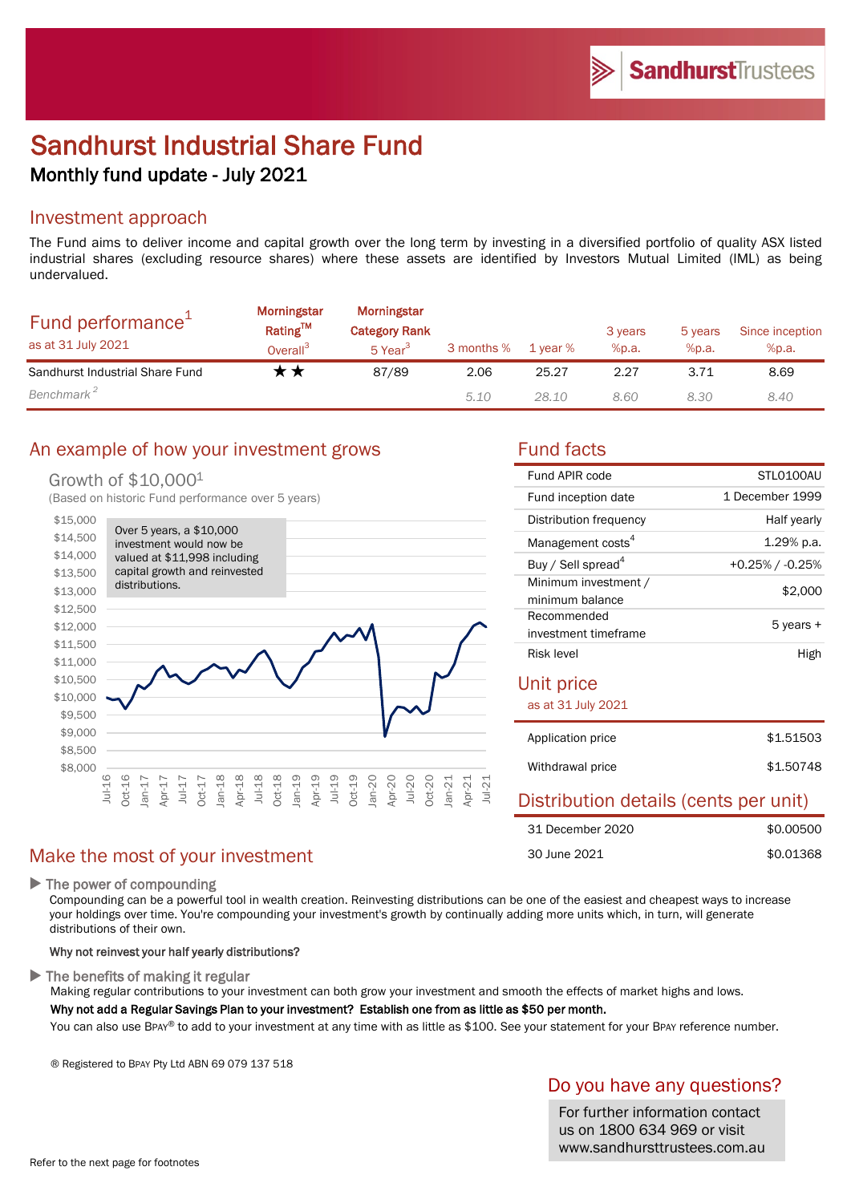# Sandhurst Industrial Share Fund

## Monthly fund update - July 2021

## Investment approach

The Fund aims to deliver income and capital growth over the long term by investing in a diversified portfolio of quality ASX listed industrial shares (excluding resource shares) where these assets are identified by Investors Mutual Limited (IML) as being undervalued.

| Fund performance[1] as at 31 July 2021 | Morningstar Rating™ Overall[3] | Morningstar Category Rank 5 Year[3] | 3 months % | 1 year % | 3 years %p.a. | 5 years %p.a. | Since inception %p.a. |
|---|---|---|---|---|---|---|---|
| Sandhurst Industrial Share Fund | ★★ | 87/89 | 2.06 | 25.27 | 2.27 | 3.71 | 8.69 |
| *Benchmark[2]* | | | *5.10* | *28.10* | *8.60* | *8.30* | *8.40* |

## An example of how your investment grows

Growth of $10,000[1]

(Based on historic Fund performance over 5 years)

Over 5 years, a $10,000 investment would now be valued at $11,998 including capital growth and reinvested distributions.

## Fund facts

| | |
|---|---|
| Fund APIR code | STL0100AU |
| Fund inception date | 1 December 1999 |
| Distribution frequency | Half yearly |
| Management costs[4] | 1.29% p.a. |
| Buy / Sell spread[4] | +0.25% / -0.25% |
| Minimum investment / minimum balance | $2,000 |
| Recommended investment timeframe | 5 years + |
| Risk level | High |

## Unit price

as at 31 July 2021

| | |
|---|---|
| Application price | $1.51503 |
| Withdrawal price | $1.50748 |

## Distribution details (cents per unit)

| | |
|---|---|
| 31 December 2020 | $0.00500 |
| 30 June 2021 | $0.01368 |

## Make the most of your investment

▶ **The power of compounding**

Compounding can be a powerful tool in wealth creation. Reinvesting distributions can be one of the easiest and cheapest ways to increase your holdings over time. You're compounding your investment's growth by continually adding more units which, in turn, will generate distributions of their own.

**Why not reinvest your half yearly distributions?**

▶ **The benefits of making it regular**

Making regular contributions to your investment can both grow your investment and smooth the effects of market highs and lows.

**Why not add a Regular Savings Plan to your investment? Establish one from as little as $50 per month.**

You can also use BPAY® to add to your investment at any time with as little as $100. See your statement for your BPAY reference number.

® Registered to BPAY Pty Ltd ABN 69 079 137 518

## Do you have any questions?

For further information contact us on 1800 634 969 or visit www.sandhursttrustees.com.au

Refer to the next page for footnotes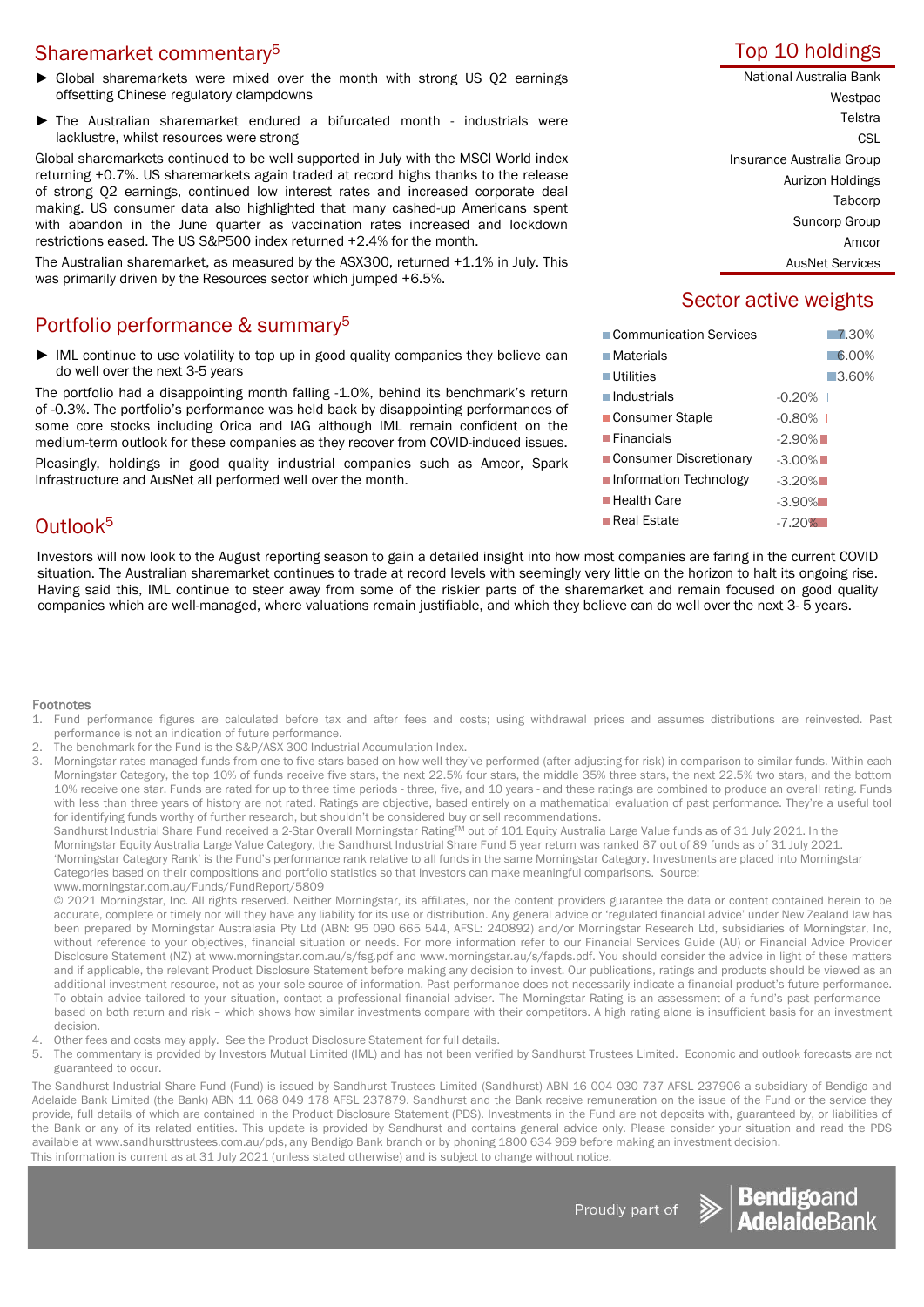## Sharemarket commentary[5]

- Global sharemarkets were mixed over the month with strong US Q2 earnings offsetting Chinese regulatory clampdowns
- The Australian sharemarket endured a bifurcated month - industrials were lacklustre, whilst resources were strong

Global sharemarkets continued to be well supported in July with the MSCI World index returning +0.7%. US sharemarkets again traded at record highs thanks to the release of strong Q2 earnings, continued low interest rates and increased corporate deal making. US consumer data also highlighted that many cashed-up Americans spent with abandon in the June quarter as vaccination rates increased and lockdown restrictions eased. The US S&P500 index returned +2.4% for the month.

The Australian sharemarket, as measured by the ASX300, returned +1.1% in July. This was primarily driven by the Resources sector which jumped +6.5%.

## Portfolio performance & summary[5]

- IML continue to use volatility to top up in good quality companies they believe can do well over the next 3-5 years

The portfolio had a disappointing month falling -1.0%, behind its benchmark's return of -0.3%. The portfolio's performance was held back by disappointing performances of some core stocks including Orica and IAG although IML remain confident on the medium-term outlook for these companies as they recover from COVID-induced issues.

Pleasingly, holdings in good quality industrial companies such as Amcor, Spark Infrastructure and AusNet all performed well over the month.

## Top 10 holdings

National Australia Bank
Westpac
Telstra
CSL
Insurance Australia Group
Aurizon Holdings
Tabcorp
Suncorp Group
Amcor
AusNet Services

## Sector active weights

Communication Services 7.30%
Materials 6.00%
Utilities 3.60%
Industrials -0.20%
Consumer Staple -0.80%
Financials -2.90%
Consumer Discretionary -3.00%
Information Technology -3.20%
Health Care -3.90%
Real Estate -7.20%

## Outlook[5]

Investors will now look to the August reporting season to gain a detailed insight into how most companies are faring in the current COVID situation. The Australian sharemarket continues to trade at record levels with seemingly very little on the horizon to halt its ongoing rise. Having said this, IML continue to steer away from some of the riskier parts of the sharemarket and remain focused on good quality companies which are well-managed, where valuations remain justifiable, and which they believe can do well over the next 3- 5 years.

#### Footnotes

1. Fund performance figures are calculated before tax and after fees and costs; using withdrawal prices and assumes distributions are reinvested. Past performance is not an indication of future performance.
2. The benchmark for the Fund is the S&P/ASX 300 Industrial Accumulation Index.
3. Morningstar rates managed funds from one to five stars based on how well they've performed (after adjusting for risk) in comparison to similar funds. Within each Morningstar Category, the top 10% of funds receive five stars, the next 22.5% four stars, the middle 35% three stars, the next 22.5% two stars, and the bottom 10% receive one star. Funds are rated for up to three time periods - three, five, and 10 years - and these ratings are combined to produce an overall rating. Funds with less than three years of history are not rated. Ratings are objective, based entirely on a mathematical evaluation of past performance. They're a useful tool for identifying funds worthy of further research, but shouldn't be considered buy or sell recommendations.
   Sandhurst Industrial Share Fund received a 2-Star Overall Morningstar Rating™ out of 101 Equity Australia Large Value funds as of 31 July 2021. In the Morningstar Equity Australia Large Value Category, the Sandhurst Industrial Share Fund 5 year return was ranked 87 out of 89 funds as of 31 July 2021.
   'Morningstar Category Rank' is the Fund's performance rank relative to all funds in the same Morningstar Category. Investments are placed into Morningstar Categories based on their compositions and portfolio statistics so that investors can make meaningful comparisons. Source: www.morningstar.com.au/Funds/FundReport/5809
   © 2021 Morningstar, Inc. All rights reserved. Neither Morningstar, its affiliates, nor the content providers guarantee the data or content contained herein to be accurate, complete or timely nor will they have any liability for its use or distribution. Any general advice or 'regulated financial advice' under New Zealand law has been prepared by Morningstar Australasia Pty Ltd (ABN: 95 090 665 544, AFSL: 240892) and/or Morningstar Research Ltd, subsidiaries of Morningstar, Inc, without reference to your objectives, financial situation or needs. For more information refer to our Financial Services Guide (AU) or Financial Advice Provider Disclosure Statement (NZ) at www.morningstar.com.au/s/fsg.pdf and www.morningstar.au/s/fapds.pdf. You should consider the advice in light of these matters and if applicable, the relevant Product Disclosure Statement before making any decision to invest. Our publications, ratings and products should be viewed as an additional investment resource, not as your sole source of information. Past performance does not necessarily indicate a financial product's future performance. To obtain advice tailored to your situation, contact a professional financial adviser. The Morningstar Rating is an assessment of a fund's past performance – based on both return and risk – which shows how similar investments compare with their competitors. A high rating alone is insufficient basis for an investment decision.
4. Other fees and costs may apply. See the Product Disclosure Statement for full details.
5. The commentary is provided by Investors Mutual Limited (IML) and has not been verified by Sandhurst Trustees Limited. Economic and outlook forecasts are not guaranteed to occur.

The Sandhurst Industrial Share Fund (Fund) is issued by Sandhurst Trustees Limited (Sandhurst) ABN 16 004 030 737 AFSL 237906 a subsidiary of Bendigo and Adelaide Bank Limited (the Bank) ABN 11 068 049 178 AFSL 237879. Sandhurst and the Bank receive remuneration on the issue of the Fund or the service they provide, full details of which are contained in the Product Disclosure Statement (PDS). Investments in the Fund are not deposits with, guaranteed by, or liabilities of the Bank or any of its related entities. This update is provided by Sandhurst and contains general advice only. Please consider your situation and read the PDS available at www.sandhursttrustees.com.au/pds, any Bendigo Bank branch or by phoning 1800 634 969 before making an investment decision.
This information is current as at 31 July 2021 (unless stated otherwise) and is subject to change without notice.

Proudly part of Bendigo and Adelaide Bank